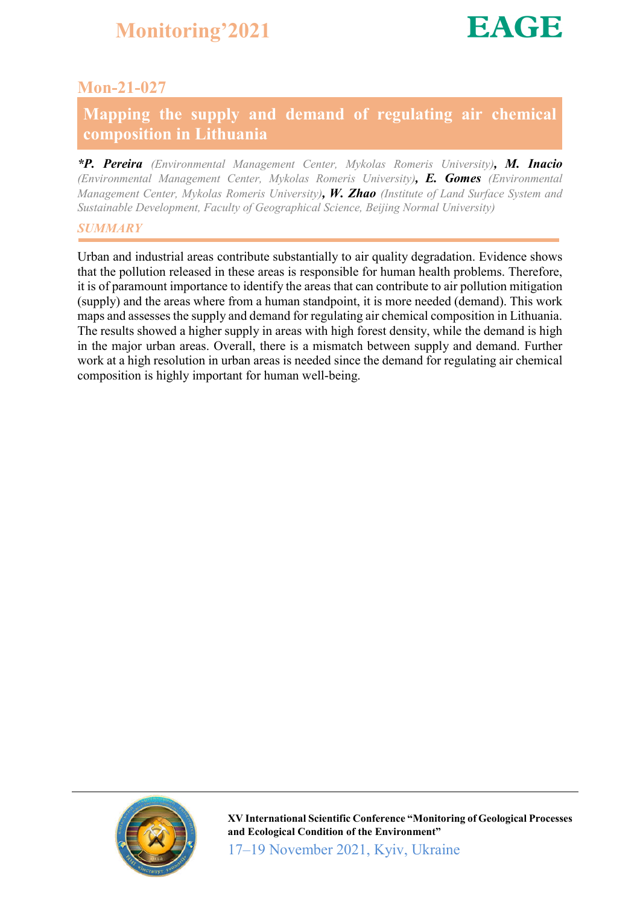## Mon-21-027

# Mapping the supply and demand of regulating air chemical composition in Lithuania

***P. Pereira** *(Environmental Management Center, Mykolas Romeris University)*, **M. Inacio** *(Environmental Management Center, Mykolas Romeris University)*, **E. Gomes** *(Environmental Management Center, Mykolas Romeris University)*, **W. Zhao** *(Institute of Land Surface System and Sustainable Development, Faculty of Geographical Science, Beijing Normal University)*

### *SUMMARY*

Urban and industrial areas contribute substantially to air quality degradation. Evidence shows that the pollution released in these areas is responsible for human health problems. Therefore, it is of paramount importance to identify the areas that can contribute to air pollution mitigation (supply) and the areas where from a human standpoint, it is more needed (demand). This work maps and assesses the supply and demand for regulating air chemical composition in Lithuania. The results showed a higher supply in areas with high forest density, while the demand is high in the major urban areas. Overall, there is a mismatch between supply and demand. Further work at a high resolution in urban areas is needed since the demand for regulating air chemical composition is highly important for human well-being.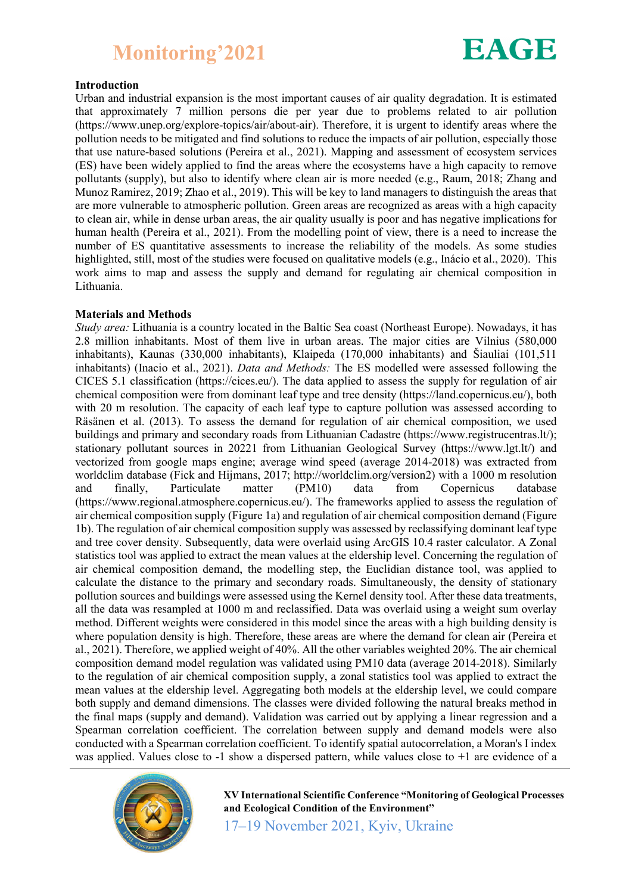## Introduction

Urban and industrial expansion is the most important causes of air quality degradation. It is estimated that approximately 7 million persons die per year due to problems related to air pollution (https://www.unep.org/explore-topics/air/about-air). Therefore, it is urgent to identify areas where the pollution needs to be mitigated and find solutions to reduce the impacts of air pollution, especially those that use nature-based solutions (Pereira et al., 2021). Mapping and assessment of ecosystem services (ES) have been widely applied to find the areas where the ecosystems have a high capacity to remove pollutants (supply), but also to identify where clean air is more needed (e.g., Raum, 2018; Zhang and Munoz Ramirez, 2019; Zhao et al., 2019). This will be key to land managers to distinguish the areas that are more vulnerable to atmospheric pollution. Green areas are recognized as areas with a high capacity to clean air, while in dense urban areas, the air quality usually is poor and has negative implications for human health (Pereira et al., 2021). From the modelling point of view, there is a need to increase the number of ES quantitative assessments to increase the reliability of the models. As some studies highlighted, still, most of the studies were focused on qualitative models (e.g., Inácio et al., 2020). This work aims to map and assess the supply and demand for regulating air chemical composition in Lithuania.

## Materials and Methods

*Study area:* Lithuania is a country located in the Baltic Sea coast (Northeast Europe). Nowadays, it has 2.8 million inhabitants. Most of them live in urban areas. The major cities are Vilnius (580,000 inhabitants), Kaunas (330,000 inhabitants), Klaipeda (170,000 inhabitants) and Šiauliai (101,511 inhabitants) (Inacio et al., 2021). *Data and Methods:* The ES modelled were assessed following the CICES 5.1 classification (https://cices.eu/). The data applied to assess the supply for regulation of air chemical composition were from dominant leaf type and tree density (https://land.copernicus.eu/), both with 20 m resolution. The capacity of each leaf type to capture pollution was assessed according to Räsänen et al. (2013). To assess the demand for regulation of air chemical composition, we used buildings and primary and secondary roads from Lithuanian Cadastre (https://www.registrucentras.lt/); stationary pollutant sources in 20221 from Lithuanian Geological Survey (https://www.lgt.lt/) and vectorized from google maps engine; average wind speed (average 2014-2018) was extracted from worldclim database (Fick and Hijmans, 2017; http://worldclim.org/version2) with a 1000 m resolution and finally, Particulate matter (PM10) data from Copernicus database (https://www.regional.atmosphere.copernicus.eu/). The frameworks applied to assess the regulation of air chemical composition supply (Figure 1a) and regulation of air chemical composition demand (Figure 1b). The regulation of air chemical composition supply was assessed by reclassifying dominant leaf type and tree cover density. Subsequently, data were overlaid using ArcGIS 10.4 raster calculator. A Zonal statistics tool was applied to extract the mean values at the eldership level. Concerning the regulation of air chemical composition demand, the modelling step, the Euclidian distance tool, was applied to calculate the distance to the primary and secondary roads. Simultaneously, the density of stationary pollution sources and buildings were assessed using the Kernel density tool. After these data treatments, all the data was resampled at 1000 m and reclassified. Data was overlaid using a weight sum overlay method. Different weights were considered in this model since the areas with a high building density is where population density is high. Therefore, these areas are where the demand for clean air (Pereira et al., 2021). Therefore, we applied weight of 40%. All the other variables weighted 20%. The air chemical composition demand model regulation was validated using PM10 data (average 2014-2018). Similarly to the regulation of air chemical composition supply, a zonal statistics tool was applied to extract the mean values at the eldership level. Aggregating both models at the eldership level, we could compare both supply and demand dimensions. The classes were divided following the natural breaks method in the final maps (supply and demand). Validation was carried out by applying a linear regression and a Spearman correlation coefficient. The correlation between supply and demand models were also conducted with a Spearman correlation coefficient. To identify spatial autocorrelation, a Moran's I index was applied. Values close to -1 show a dispersed pattern, while values close to +1 are evidence of a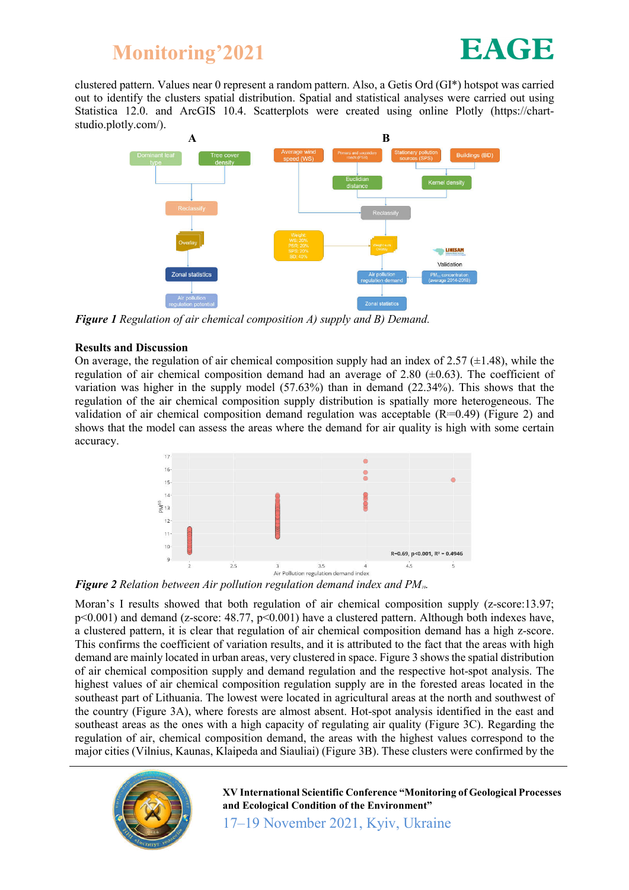clustered pattern. Values near 0 represent a random pattern. Also, a Getis Ord (GI*) hotspot was carried out to identify the clusters spatial distribution. Spatial and statistical analyses were carried out using Statistica 12.0. and ArcGIS 10.4. Scatterplots were created using online Plotly (https://chart-studio.plotly.com/).

***Figure 1*** *Regulation of air chemical composition A) supply and B) Demand.*

**Results and Discussion**

On average, the regulation of air chemical composition supply had an index of 2.57 (±1.48), while the regulation of air chemical composition demand had an average of 2.80 (±0.63). The coefficient of variation was higher in the supply model (57.63%) than in demand (22.34%). This shows that the regulation of the air chemical composition supply distribution is spatially more heterogeneous. The validation of air chemical composition demand regulation was acceptable ($R^2$=0.49) (Figure 2) and shows that the model can assess the areas where the demand for air quality is high with some certain accuracy.

***Figure 2*** *Relation between Air pollution regulation demand index and $PM_{10}$.*

Moran's I results showed that both regulation of air chemical composition supply (z-score:13.97; p<0.001) and demand (z-score: 48.77, p<0.001) have a clustered pattern. Although both indexes have, a clustered pattern, it is clear that regulation of air chemical composition demand has a high z-score. This confirms the coefficient of variation results, and it is attributed to the fact that the areas with high demand are mainly located in urban areas, very clustered in space. Figure 3 shows the spatial distribution of air chemical composition supply and demand regulation and the respective hot-spot analysis. The highest values of air chemical composition regulation supply are in the forested areas located in the southeast part of Lithuania. The lowest were located in agricultural areas at the north and southwest of the country (Figure 3A), where forests are almost absent. Hot-spot analysis identified in the east and southeast areas as the ones with a high capacity of regulating air quality (Figure 3C). Regarding the regulation of air, chemical composition demand, the areas with the highest values correspond to the major cities (Vilnius, Kaunas, Klaipeda and Siauliai) (Figure 3B). These clusters were confirmed by the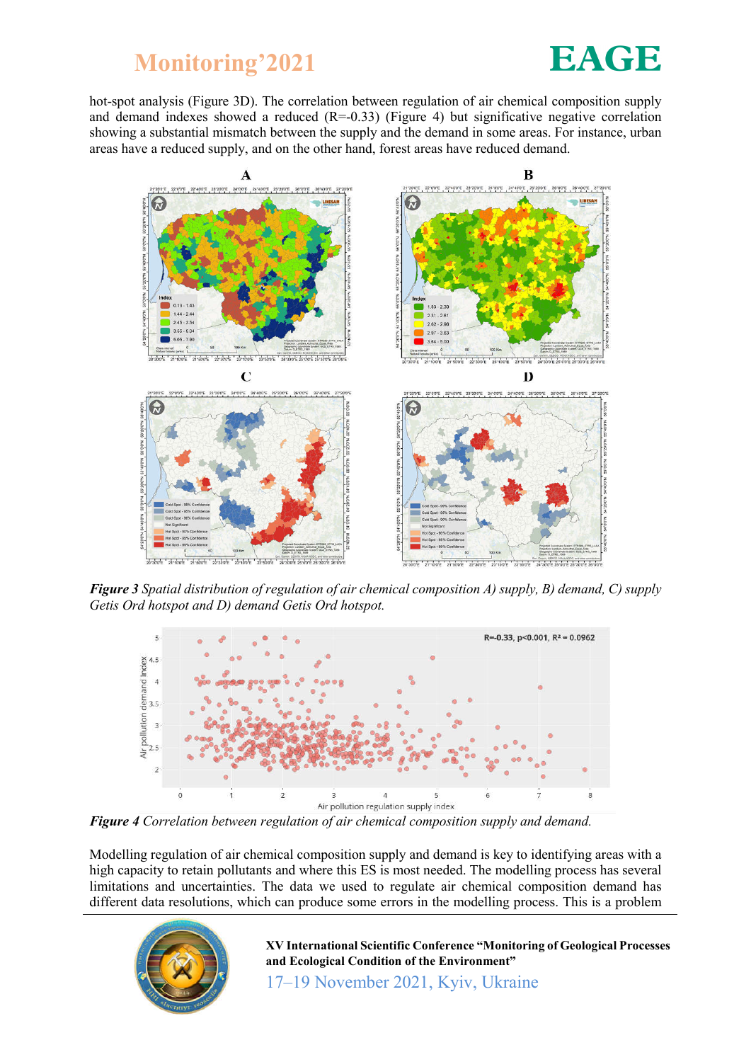hot-spot analysis (Figure 3D). The correlation between regulation of air chemical composition supply and demand indexes showed a reduced (R=-0.33) (Figure 4) but significative negative correlation showing a substantial mismatch between the supply and the demand in some areas. For instance, urban areas have a reduced supply, and on the other hand, forest areas have reduced demand.

***Figure 3*** *Spatial distribution of regulation of air chemical composition A) supply, B) demand, C) supply Getis Ord hotspot and D) demand Getis Ord hotspot.*

***Figure 4*** *Correlation between regulation of air chemical composition supply and demand.*

Modelling regulation of air chemical composition supply and demand is key to identifying areas with a high capacity to retain pollutants and where this ES is most needed. The modelling process has several limitations and uncertainties. The data we used to regulate air chemical composition demand has different data resolutions, which can produce some errors in the modelling process. This is a problem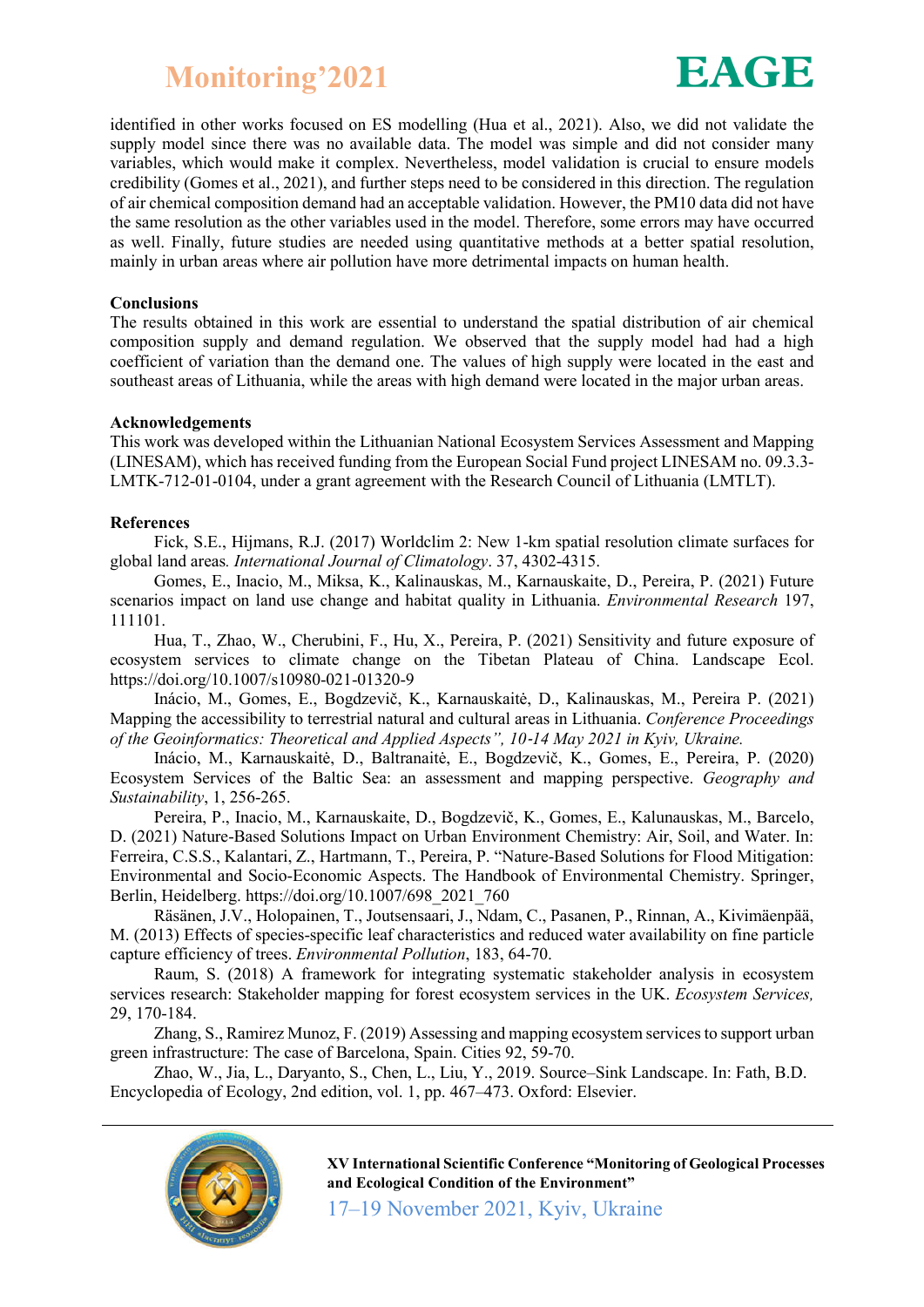identified in other works focused on ES modelling (Hua et al., 2021). Also, we did not validate the supply model since there was no available data. The model was simple and did not consider many variables, which would make it complex. Nevertheless, model validation is crucial to ensure models credibility (Gomes et al., 2021), and further steps need to be considered in this direction. The regulation of air chemical composition demand had an acceptable validation. However, the PM10 data did not have the same resolution as the other variables used in the model. Therefore, some errors may have occurred as well. Finally, future studies are needed using quantitative methods at a better spatial resolution, mainly in urban areas where air pollution have more detrimental impacts on human health.

## Conclusions

The results obtained in this work are essential to understand the spatial distribution of air chemical composition supply and demand regulation. We observed that the supply model had had a high coefficient of variation than the demand one. The values of high supply were located in the east and southeast areas of Lithuania, while the areas with high demand were located in the major urban areas.

## Acknowledgements

This work was developed within the Lithuanian National Ecosystem Services Assessment and Mapping (LINESAM), which has received funding from the European Social Fund project LINESAM no. 09.3.3-LMTK-712-01-0104, under a grant agreement with the Research Council of Lithuania (LMTLT).

## References

Fick, S.E., Hijmans, R.J. (2017) Worldclim 2: New 1-km spatial resolution climate surfaces for global land areas. *International Journal of Climatology*. 37, 4302-4315.

Gomes, E., Inacio, M., Miksa, K., Kalinauskas, M., Karnauskaite, D., Pereira, P. (2021) Future scenarios impact on land use change and habitat quality in Lithuania. *Environmental Research* 197, 111101.

Hua, T., Zhao, W., Cherubini, F., Hu, X., Pereira, P. (2021) Sensitivity and future exposure of ecosystem services to climate change on the Tibetan Plateau of China. Landscape Ecol. https://doi.org/10.1007/s10980-021-01320-9

Inácio, M., Gomes, E., Bogdzevič, K., Karnauskaitė, D., Kalinauskas, M., Pereira P. (2021) Mapping the accessibility to terrestrial natural and cultural areas in Lithuania. *Conference Proceedings of the Geoinformatics: Theoretical and Applied Aspects", 10-14 May 2021 in Kyiv, Ukraine.*

Inácio, M., Karnauskaitė, D., Baltranaitė, E., Bogdzevič, K., Gomes, E., Pereira, P. (2020) Ecosystem Services of the Baltic Sea: an assessment and mapping perspective. *Geography and Sustainability*, 1, 256-265.

Pereira, P., Inacio, M., Karnauskaite, D., Bogdzevič, K., Gomes, E., Kalunauskas, M., Barcelo, D. (2021) Nature-Based Solutions Impact on Urban Environment Chemistry: Air, Soil, and Water. In: Ferreira, C.S.S., Kalantari, Z., Hartmann, T., Pereira, P. "Nature-Based Solutions for Flood Mitigation: Environmental and Socio-Economic Aspects. The Handbook of Environmental Chemistry. Springer, Berlin, Heidelberg. https://doi.org/10.1007/698_2021_760

Räsänen, J.V., Holopainen, T., Joutsensaari, J., Ndam, C., Pasanen, P., Rinnan, A., Kivimäenpää, M. (2013) Effects of species-specific leaf characteristics and reduced water availability on fine particle capture efficiency of trees. *Environmental Pollution*, 183, 64-70.

Raum, S. (2018) A framework for integrating systematic stakeholder analysis in ecosystem services research: Stakeholder mapping for forest ecosystem services in the UK. *Ecosystem Services,* 29, 170-184.

Zhang, S., Ramirez Munoz, F. (2019) Assessing and mapping ecosystem services to support urban green infrastructure: The case of Barcelona, Spain. Cities 92, 59-70.

Zhao, W., Jia, L., Daryanto, S., Chen, L., Liu, Y., 2019. Source–Sink Landscape. In: Fath, B.D. Encyclopedia of Ecology, 2nd edition, vol. 1, pp. 467–473. Oxford: Elsevier.